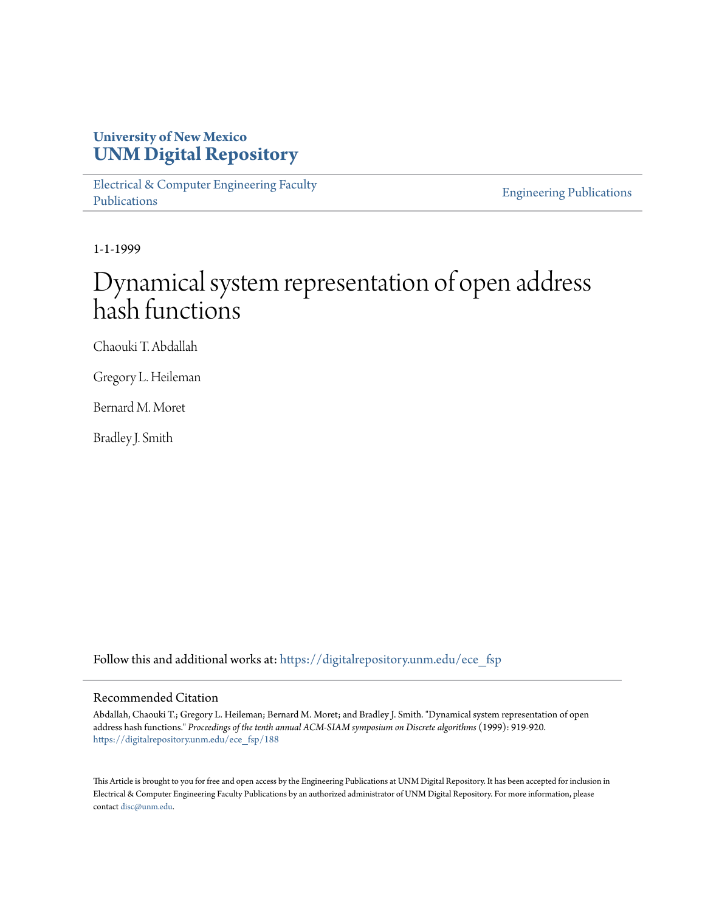University of New Mexico
**UNM Digital Repository**

Electrical & Computer Engineering Faculty Publications | Engineering Publications

1-1-1999

# Dynamical system representation of open address hash functions

Chaouki T. Abdallah

Gregory L. Heileman

Bernard M. Moret

Bradley J. Smith

Follow this and additional works at: https://digitalrepository.unm.edu/ece_fsp

## Recommended Citation

Abdallah, Chaouki T.; Gregory L. Heileman; Bernard M. Moret; and Bradley J. Smith. "Dynamical system representation of open address hash functions." *Proceedings of the tenth annual ACM-SIAM symposium on Discrete algorithms* (1999): 919-920. https://digitalrepository.unm.edu/ece_fsp/188

This Article is brought to you for free and open access by the Engineering Publications at UNM Digital Repository. It has been accepted for inclusion in Electrical & Computer Engineering Faculty Publications by an authorized administrator of UNM Digital Repository. For more information, please contact disc@unm.edu.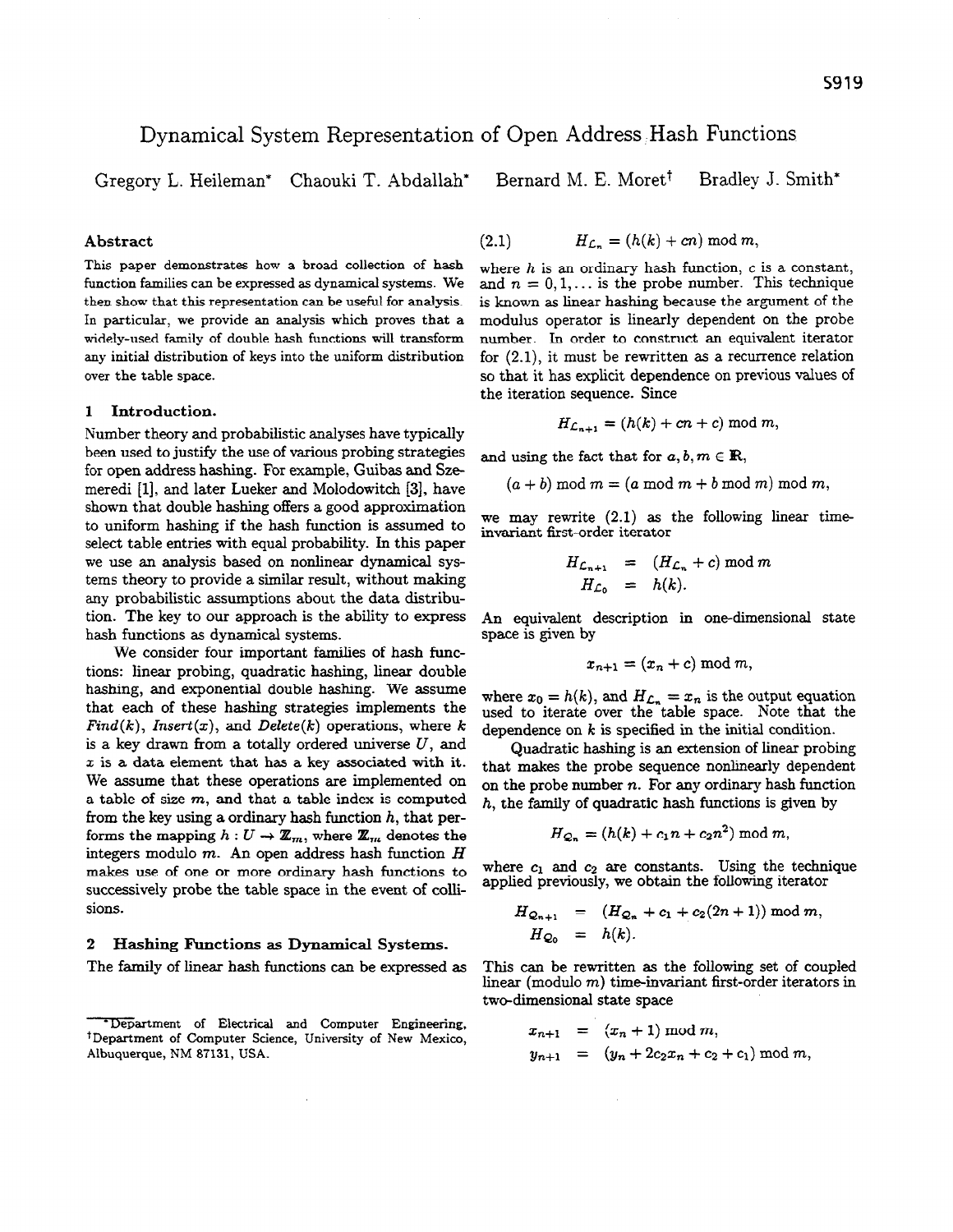# Dynamical System Representation of Open Address Hash Functions

Gregory L. Heileman* Chaouki T. Abdallah* Bernard M. E. Moret† Bradley J. Smith*

## Abstract

This paper demonstrates how a broad collection of hash function families can be expressed as dynamical systems. We then show that this representation can be useful for analysis. In particular, we provide an analysis which proves that a widely-used family of double hash functions will transform any initial distribution of keys into the uniform distribution over the table space.

## 1 Introduction.

Number theory and probabilistic analyses have typically been used to justify the use of various probing strategies for open address hashing. For example, Guibas and Szemeredi [1], and later Lueker and Molodowitch [3], have shown that double hashing offers a good approximation to uniform hashing if the hash function is assumed to select table entries with equal probability. In this paper we use an analysis based on nonlinear dynamical systems theory to provide a similar result, without making any probabilistic assumptions about the data distribution. The key to our approach is the ability to express hash functions as dynamical systems.

We consider four important families of hash functions: linear probing, quadratic hashing, linear double hashing, and exponential double hashing. We assume that each of these hashing strategies implements the *Find*($k$), *Insert*($x$), and *Delete*($k$) operations, where $k$ is a key drawn from a totally ordered universe $U$, and $x$ is a data element that has a key associated with it. We assume that these operations are implemented on a table of size $m$, and that a table index is computed from the key using a ordinary hash function $h$, that performs the mapping $h : U \to \mathbb{Z}_m$, where $\mathbb{Z}_m$ denotes the integers modulo $m$. An open address hash function $H$ makes use of one or more ordinary hash functions to successively probe the table space in the event of collisions.

## 2 Hashing Functions as Dynamical Systems.

The family of linear hash functions can be expressed as

$$H_{\mathcal{L}_n} = (h(k) + cn) \bmod m, \tag{2.1}$$

where $h$ is an ordinary hash function, $c$ is a constant, and $n = 0, 1, \ldots$ is the probe number. This technique is known as linear hashing because the argument of the modulus operator is linearly dependent on the probe number. In order to construct an equivalent iterator for (2.1), it must be rewritten as a recurrence relation so that it has explicit dependence on previous values of the iteration sequence. Since

$$H_{\mathcal{L}_{n+1}} = (h(k) + cn + c) \bmod m,$$

and using the fact that for $a, b, m \in \mathbb{R}$,

$$(a + b) \bmod m = (a \bmod m + b \bmod m) \bmod m,$$

we may rewrite (2.1) as the following linear time-invariant first-order iterator

$$\begin{aligned} H_{\mathcal{L}_{n+1}} &= (H_{\mathcal{L}_n} + c) \bmod m \\ H_{\mathcal{L}_0} &= h(k). \end{aligned}$$

An equivalent description in one-dimensional state space is given by

$$x_{n+1} = (x_n + c) \bmod m,$$

where $x_0 = h(k)$, and $H_{\mathcal{L}_n} = x_n$ is the output equation used to iterate over the table space. Note that the dependence on $k$ is specified in the initial condition.

Quadratic hashing is an extension of linear probing that makes the probe sequence nonlinearly dependent on the probe number $n$. For any ordinary hash function $h$, the family of quadratic hash functions is given by

$$H_{\mathcal{Q}_n} = (h(k) + c_1 n + c_2 n^2) \bmod m,$$

where $c_1$ and $c_2$ are constants. Using the technique applied previously, we obtain the following iterator

$$\begin{aligned} H_{\mathcal{Q}_{n+1}} &= (H_{\mathcal{Q}_n} + c_1 + c_2(2n + 1)) \bmod m, \\ H_{\mathcal{Q}_0} &= h(k). \end{aligned}$$

This can be rewritten as the following set of coupled linear (modulo $m$) time-invariant first-order iterators in two-dimensional state space

$$\begin{aligned} x_{n+1} &= (x_n + 1) \bmod m, \\ y_{n+1} &= (y_n + 2c_2 x_n + c_2 + c_1) \bmod m, \end{aligned}$$

---

*Department of Electrical and Computer Engineering, †Department of Computer Science, University of New Mexico, Albuquerque, NM 87131, USA.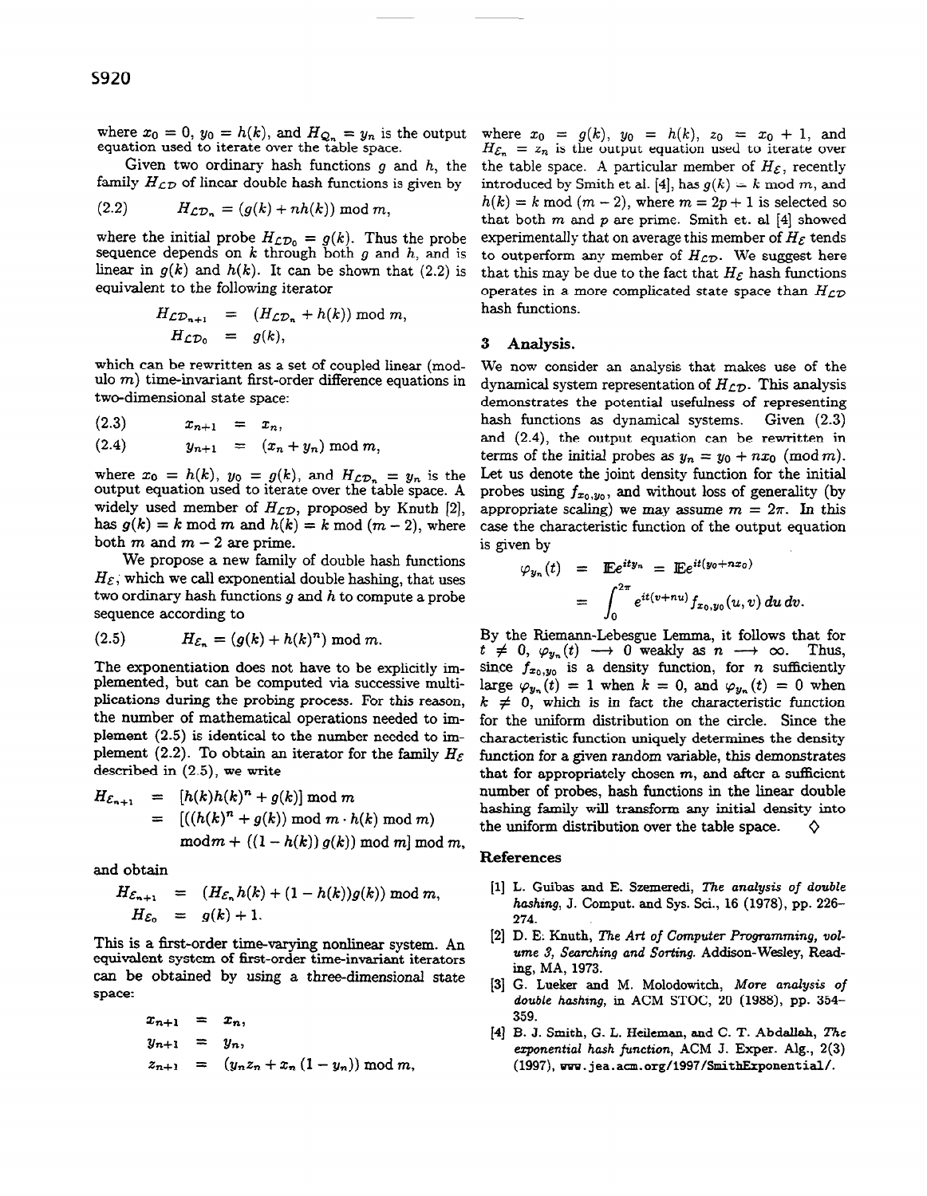where $x_0 = 0$, $y_0 = h(k)$, and $H_{\mathcal{Q}_n} = y_n$ is the output equation used to iterate over the table space.

Given two ordinary hash functions $g$ and $h$, the family $H_{\mathcal{LD}}$ of linear double hash functions is given by

$$H_{\mathcal{LD}_n} = (g(k) + nh(k)) \bmod m, \tag{2.2}$$

where the initial probe $H_{\mathcal{LD}_0} = g(k)$. Thus the probe sequence depends on $k$ through both $g$ and $h$, and is linear in $g(k)$ and $h(k)$. It can be shown that (2.2) is equivalent to the following iterator

$$\begin{aligned} H_{\mathcal{LD}_{n+1}} &= (H_{\mathcal{LD}_n} + h(k)) \bmod m, \\ H_{\mathcal{LD}_0} &= g(k), \end{aligned}$$

which can be rewritten as a set of coupled linear (modulo $m$) time-invariant first-order difference equations in two-dimensional state space:

$$x_{n+1} = x_n, \tag{2.3}$$

$$y_{n+1} = (x_n + y_n) \bmod m, \tag{2.4}$$

where $x_0 = h(k)$, $y_0 = g(k)$, and $H_{\mathcal{LD}_n} = y_n$ is the output equation used to iterate over the table space. A widely used member of $H_{\mathcal{LD}}$, proposed by Knuth [2], has $g(k) = k \bmod m$ and $h(k) = k \bmod (m-2)$, where both $m$ and $m-2$ are prime.

We propose a new family of double hash functions $H_{\mathcal{E}}$, which we call exponential double hashing, that uses two ordinary hash functions $g$ and $h$ to compute a probe sequence according to

$$H_{\mathcal{E}_n} = (g(k) + h(k)^n) \bmod m. \tag{2.5}$$

The exponentiation does not have to be explicitly implemented, but can be computed via successive multiplications during the probing process. For this reason, the number of mathematical operations needed to implement (2.5) is identical to the number needed to implement (2.2). To obtain an iterator for the family $H_{\mathcal{E}}$ described in (2.5), we write

$$\begin{aligned} H_{\mathcal{E}_{n+1}} &= [h(k)h(k)^n + g(k)] \bmod m \\ &= [((h(k)^n + g(k)) \bmod m \cdot h(k) \bmod m) \\ &\quad \bmod m + ((1 - h(k))\, g(k)) \bmod m] \bmod m, \end{aligned}$$

and obtain

$$\begin{aligned} H_{\mathcal{E}_{n+1}} &= (H_{\mathcal{E}_n} h(k) + (1 - h(k)) g(k)) \bmod m, \\ H_{\mathcal{E}_0} &= g(k) + 1. \end{aligned}$$

This is a first-order time-varying nonlinear system. An equivalent system of first-order time-invariant iterators can be obtained by using a three-dimensional state space:

$$\begin{aligned} x_{n+1} &= x_n, \\ y_{n+1} &= y_n, \\ z_{n+1} &= (y_n z_n + x_n (1 - y_n)) \bmod m, \end{aligned}$$

where $x_0 = g(k)$, $y_0 = h(k)$, $z_0 = x_0 + 1$, and $H_{\mathcal{E}_n} = z_n$ is the output equation used to iterate over the table space. A particular member of $H_{\mathcal{E}}$, recently introduced by Smith et al. [4], has $g(k) = k \bmod m$, and $h(k) = k \bmod (m-2)$, where $m = 2p + 1$ is selected so that both $m$ and $p$ are prime. Smith et. al [4] showed experimentally that on average this member of $H_{\mathcal{E}}$ tends to outperform any member of $H_{\mathcal{LD}}$. We suggest here that this may be due to the fact that $H_{\mathcal{E}}$ hash functions operates in a more complicated state space than $H_{\mathcal{LD}}$ hash functions.

## 3 Analysis.

We now consider an analysis that makes use of the dynamical system representation of $H_{\mathcal{LD}}$. This analysis demonstrates the potential usefulness of representing hash functions as dynamical systems. Given (2.3) and (2.4), the output equation can be rewritten in terms of the initial probes as $y_n = y_0 + nx_0 \pmod{m}$. Let us denote the joint density function for the initial probes using $f_{x_0,y_0}$, and without loss of generality (by appropriate scaling) we may assume $m = 2\pi$. In this case the characteristic function of the output equation is given by

$$\begin{aligned} \varphi_{y_n}(t) &= \mathbb{E}e^{ity_n} = \mathbb{E}e^{it(y_0 + nx_0)} \\ &= \int_0^{2\pi} e^{it(v+nu)} f_{x_0,y_0}(u,v)\, du\, dv. \end{aligned}$$

By the Riemann-Lebesgue Lemma, it follows that for $t \neq 0$, $\varphi_{y_n}(t) \longrightarrow 0$ weakly as $n \longrightarrow \infty$. Thus, since $f_{x_0,y_0}$ is a density function, for $n$ sufficiently large $\varphi_{y_n}(t) = 1$ when $k = 0$, and $\varphi_{y_n}(t) = 0$ when $k \neq 0$, which is in fact the characteristic function for the uniform distribution on the circle. Since the characteristic function uniquely determines the density function for a given random variable, this demonstrates that for appropriately chosen $m$, and after a sufficient number of probes, hash functions in the linear double hashing family will transform any initial density into the uniform distribution over the table space. ◇

## References

[1] L. Guibas and E. Szemeredi, *The analysis of double hashing*, J. Comput. and Sys. Sci., 16 (1978), pp. 226–274.

[2] D. E. Knuth, *The Art of Computer Programming, volume 3, Searching and Sorting*. Addison-Wesley, Reading, MA, 1973.

[3] G. Lueker and M. Molodowitch, *More analysis of double hashing*, in ACM STOC, 20 (1988), pp. 354–359.

[4] B. J. Smith, G. L. Heileman, and C. T. Abdallah, *The exponential hash function*, ACM J. Exper. Alg., 2(3) (1997), www.jea.acm.org/1997/SmithExponential/.